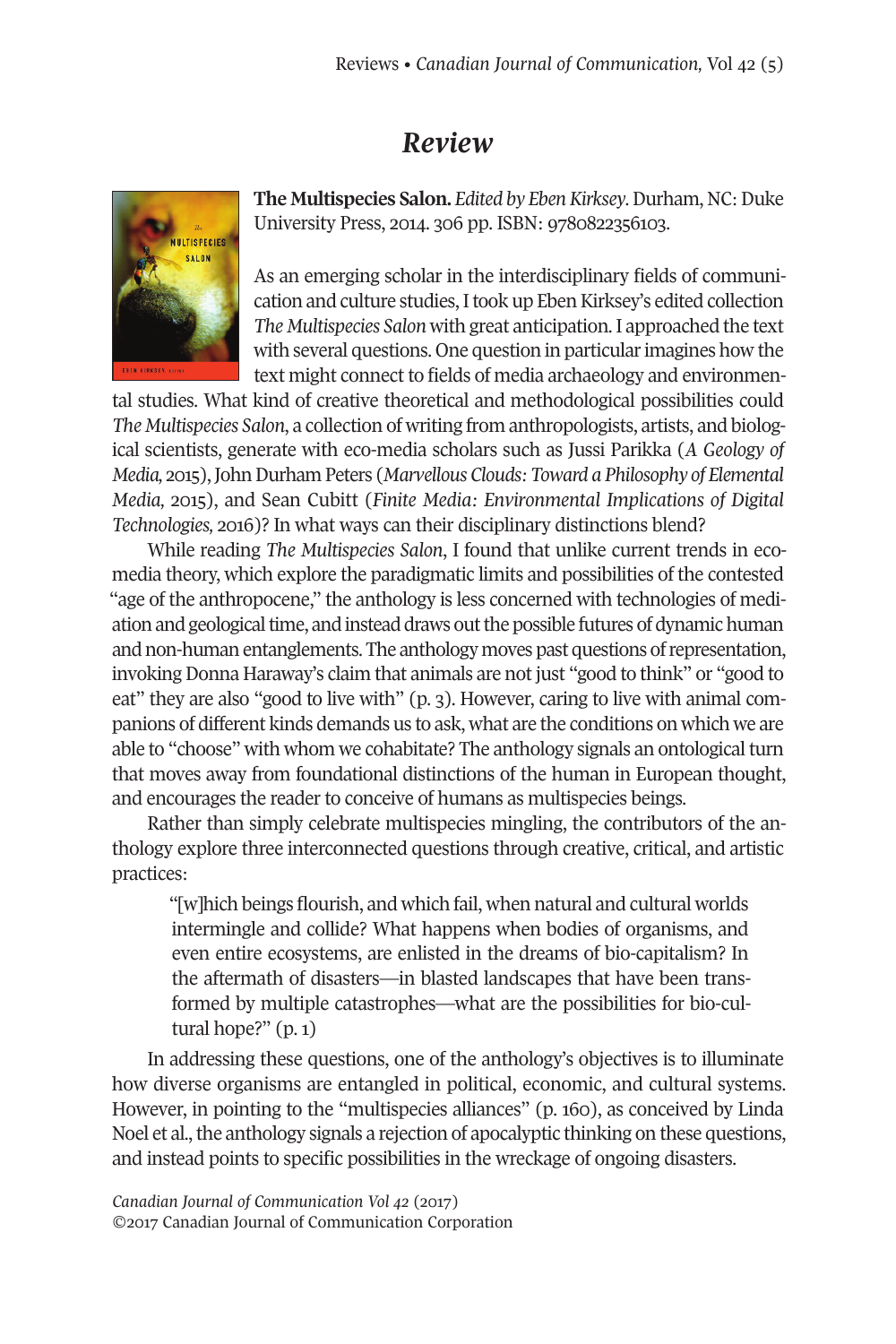# Review

**The Multispecies Salon.** *Edited by Eben Kirksey*. Durham, NC: Duke University Press, 2014. 306 pp. ISBN: 9780822356103.

As an emerging scholar in the interdisciplinary fields of communication and culture studies, I took up Eben Kirksey's edited collection *The Multispecies Salon* with great anticipation. I approached the text with several questions. One question in particular imagines how the text might connect to fields of media archaeology and environmental studies. What kind of creative theoretical and methodological possibilities could *The Multispecies Salon*, a collection of writing from anthropologists, artists, and biological scientists, generate with eco-media scholars such as Jussi Parikka (*A Geology of Media*, 2015), John Durham Peters (*Marvellous Clouds: Toward a Philosophy of Elemental Media*, 2015), and Sean Cubitt (*Finite Media: Environmental Implications of Digital Technologies*, 2016)? In what ways can their disciplinary distinctions blend?

While reading *The Multispecies Salon*, I found that unlike current trends in eco-media theory, which explore the paradigmatic limits and possibilities of the contested "age of the anthropocene," the anthology is less concerned with technologies of mediation and geological time, and instead draws out the possible futures of dynamic human and non-human entanglements. The anthology moves past questions of representation, invoking Donna Haraway's claim that animals are not just "good to think" or "good to eat" they are also "good to live with" (p. 3). However, caring to live with animal companions of different kinds demands us to ask, what are the conditions on which we are able to "choose" with whom we cohabitate? The anthology signals an ontological turn that moves away from foundational distinctions of the human in European thought, and encourages the reader to conceive of humans as multispecies beings.

Rather than simply celebrate multispecies mingling, the contributors of the anthology explore three interconnected questions through creative, critical, and artistic practices:

> "[w]hich beings flourish, and which fail, when natural and cultural worlds intermingle and collide? What happens when bodies of organisms, and even entire ecosystems, are enlisted in the dreams of bio-capitalism? In the aftermath of disasters—in blasted landscapes that have been transformed by multiple catastrophes—what are the possibilities for bio-cultural hope?" (p. 1)

In addressing these questions, one of the anthology's objectives is to illuminate how diverse organisms are entangled in political, economic, and cultural systems. However, in pointing to the "multispecies alliances" (p. 160), as conceived by Linda Noel et al., the anthology signals a rejection of apocalyptic thinking on these questions, and instead points to specific possibilities in the wreckage of ongoing disasters.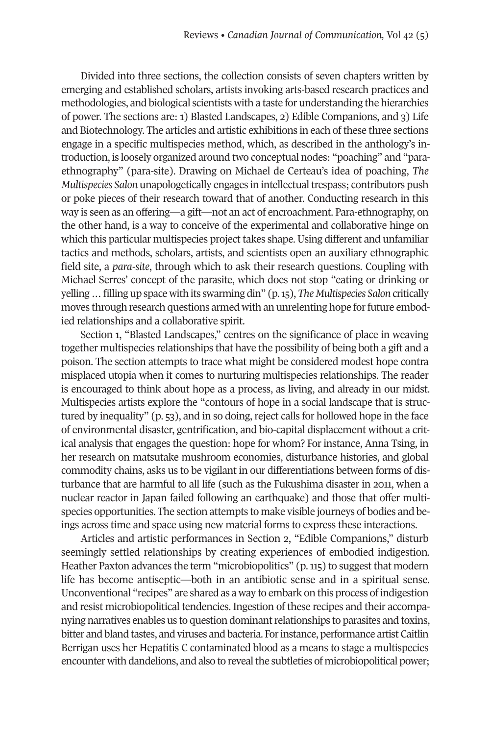Divided into three sections, the collection consists of seven chapters written by emerging and established scholars, artists invoking arts-based research practices and methodologies, and biological scientists with a taste for understanding the hierarchies of power. The sections are: 1) Blasted Landscapes, 2) Edible Companions, and 3) Life and Biotechnology. The articles and artistic exhibitions in each of these three sections engage in a specific multispecies method, which, as described in the anthology's introduction, is loosely organized around two conceptual nodes: "poaching" and "para-ethnography" (para-site). Drawing on Michael de Certeau's idea of poaching, *The Multispecies Salon* unapologetically engages in intellectual trespass; contributors push or poke pieces of their research toward that of another. Conducting research in this way is seen as an offering—a gift—not an act of encroachment. Para-ethnography, on the other hand, is a way to conceive of the experimental and collaborative hinge on which this particular multispecies project takes shape. Using different and unfamiliar tactics and methods, scholars, artists, and scientists open an auxiliary ethnographic field site, a *para-site*, through which to ask their research questions. Coupling with Michael Serres' concept of the parasite, which does not stop "eating or drinking or yelling … filling up space with its swarming din" (p. 15), *The Multispecies Salon* critically moves through research questions armed with an unrelenting hope for future embodied relationships and a collaborative spirit.

Section 1, "Blasted Landscapes," centres on the significance of place in weaving together multispecies relationships that have the possibility of being both a gift and a poison. The section attempts to trace what might be considered modest hope contra misplaced utopia when it comes to nurturing multispecies relationships. The reader is encouraged to think about hope as a process, as living, and already in our midst. Multispecies artists explore the "contours of hope in a social landscape that is structured by inequality" (p. 53), and in so doing, reject calls for hollowed hope in the face of environmental disaster, gentrification, and bio-capital displacement without a critical analysis that engages the question: hope for whom? For instance, Anna Tsing, in her research on matsutake mushroom economies, disturbance histories, and global commodity chains, asks us to be vigilant in our differentiations between forms of disturbance that are harmful to all life (such as the Fukushima disaster in 2011, when a nuclear reactor in Japan failed following an earthquake) and those that offer multispecies opportunities. The section attempts to make visible journeys of bodies and beings across time and space using new material forms to express these interactions.

Articles and artistic performances in Section 2, "Edible Companions," disturb seemingly settled relationships by creating experiences of embodied indigestion. Heather Paxton advances the term "microbiopolitics" (p. 115) to suggest that modern life has become antiseptic—both in an antibiotic sense and in a spiritual sense. Unconventional "recipes" are shared as a way to embark on this process of indigestion and resist microbiopolitical tendencies. Ingestion of these recipes and their accompanying narratives enables us to question dominant relationships to parasites and toxins, bitter and bland tastes, and viruses and bacteria. For instance, performance artist Caitlin Berrigan uses her Hepatitis C contaminated blood as a means to stage a multispecies encounter with dandelions, and also to reveal the subtleties of microbiopolitical power;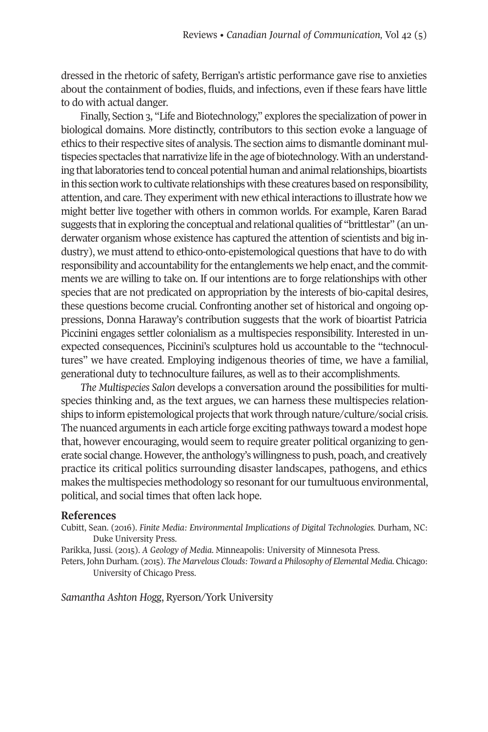dressed in the rhetoric of safety, Berrigan's artistic performance gave rise to anxieties about the containment of bodies, fluids, and infections, even if these fears have little to do with actual danger.

Finally, Section 3, "Life and Biotechnology," explores the specialization of power in biological domains. More distinctly, contributors to this section evoke a language of ethics to their respective sites of analysis. The section aims to dismantle dominant multispecies spectacles that narrativize life in the age of biotechnology. With an understanding that laboratories tend to conceal potential human and animal relationships, bioartists in this section work to cultivate relationships with these creatures based on responsibility, attention, and care. They experiment with new ethical interactions to illustrate how we might better live together with others in common worlds. For example, Karen Barad suggests that in exploring the conceptual and relational qualities of "brittlestar" (an underwater organism whose existence has captured the attention of scientists and big industry), we must attend to ethico-onto-epistemological questions that have to do with responsibility and accountability for the entanglements we help enact, and the commitments we are willing to take on. If our intentions are to forge relationships with other species that are not predicated on appropriation by the interests of bio-capital desires, these questions become crucial. Confronting another set of historical and ongoing oppressions, Donna Haraway's contribution suggests that the work of bioartist Patricia Piccinini engages settler colonialism as a multispecies responsibility. Interested in unexpected consequences, Piccinini's sculptures hold us accountable to the "technocultures" we have created. Employing indigenous theories of time, we have a familial, generational duty to technoculture failures, as well as to their accomplishments.

*The Multispecies Salon* develops a conversation around the possibilities for multispecies thinking and, as the text argues, we can harness these multispecies relationships to inform epistemological projects that work through nature/culture/social crisis. The nuanced arguments in each article forge exciting pathways toward a modest hope that, however encouraging, would seem to require greater political organizing to generate social change. However, the anthology's willingness to push, poach, and creatively practice its critical politics surrounding disaster landscapes, pathogens, and ethics makes the multispecies methodology so resonant for our tumultuous environmental, political, and social times that often lack hope.

## References

Cubitt, Sean. (2016). *Finite Media: Environmental Implications of Digital Technologies.* Durham, NC: Duke University Press.

Parikka, Jussi. (2015). *A Geology of Media.* Minneapolis: University of Minnesota Press.

Peters, John Durham. (2015). *The Marvelous Clouds: Toward a Philosophy of Elemental Media.* Chicago: University of Chicago Press.

*Samantha Ashton Hogg*, Ryerson/York University